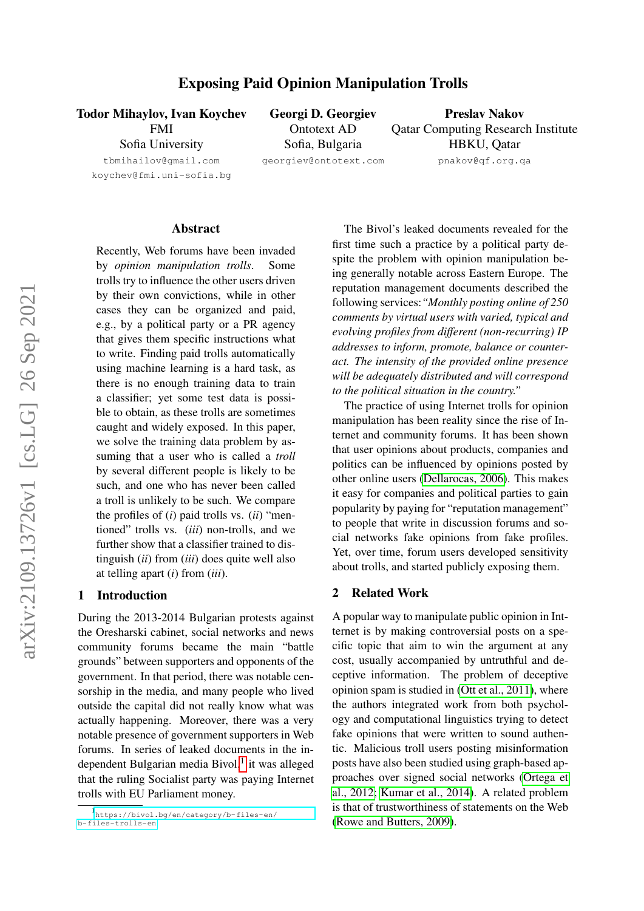# Exposing Paid Opinion Manipulation Trolls

**Todor Mihaylov, Ivan Koychev**
FMI
Sofia University
tbmihailov@gmail.com
koychev@fmi.uni-sofia.bg

**Georgi D. Georgiev**
Ontotext AD
Sofia, Bulgaria
georgiev@ontotext.com

**Preslav Nakov**
Qatar Computing Research Institute
HBKU, Qatar
pnakov@qf.org.qa

## Abstract

Recently, Web forums have been invaded by *opinion manipulation trolls*. Some trolls try to influence the other users driven by their own convictions, while in other cases they can be organized and paid, e.g., by a political party or a PR agency that gives them specific instructions what to write. Finding paid trolls automatically using machine learning is a hard task, as there is no enough training data to train a classifier; yet some test data is possible to obtain, as these trolls are sometimes caught and widely exposed. In this paper, we solve the training data problem by assuming that a user who is called a *troll* by several different people is likely to be such, and one who has never been called a troll is unlikely to be such. We compare the profiles of (*i*) paid trolls vs. (*ii*) "mentioned" trolls vs. (*iii*) non-trolls, and we further show that a classifier trained to distinguish (*ii*) from (*iii*) does quite well also at telling apart (*i*) from (*iii*).

## 1 Introduction

During the 2013-2014 Bulgarian protests against the Oresharski cabinet, social networks and news community forums became the main "battle grounds" between supporters and opponents of the government. In that period, there was notable censorship in the media, and many people who lived outside the capital did not really know what was actually happening. Moreover, there was a very notable presence of government supporters in Web forums. In series of leaked documents in the independent Bulgarian media Bivol,[1] it was alleged that the ruling Socialist party was paying Internet trolls with EU Parliament money.

[1] https://bivol.bg/en/category/b-files-en/b-files-trolls-en

The Bivol's leaked documents revealed for the first time such a practice by a political party despite the problem with opinion manipulation being generally notable across Eastern Europe. The reputation management documents described the following services: *"Monthly posting online of 250 comments by virtual users with varied, typical and evolving profiles from different (non-recurring) IP addresses to inform, promote, balance or counteract. The intensity of the provided online presence will be adequately distributed and will correspond to the political situation in the country."*

The practice of using Internet trolls for opinion manipulation has been reality since the rise of Internet and community forums. It has been shown that user opinions about products, companies and politics can be influenced by opinions posted by other online users (Dellarocas, 2006). This makes it easy for companies and political parties to gain popularity by paying for "reputation management" to people that write in discussion forums and social networks fake opinions from fake profiles. Yet, over time, forum users developed sensitivity about trolls, and started publicly exposing them.

## 2 Related Work

A popular way to manipulate public opinion in Intternet is by making controversial posts on a specific topic that aim to win the argument at any cost, usually accompanied by untruthful and deceptive information. The problem of deceptive opinion spam is studied in (Ott et al., 2011), where the authors integrated work from both psychology and computational linguistics trying to detect fake opinions that were written to sound authentic. Malicious troll users posting misinformation posts have also been studied using graph-based approaches over signed social networks (Ortega et al., 2012; Kumar et al., 2014). A related problem is that of trustworthiness of statements on the Web (Rowe and Butters, 2009).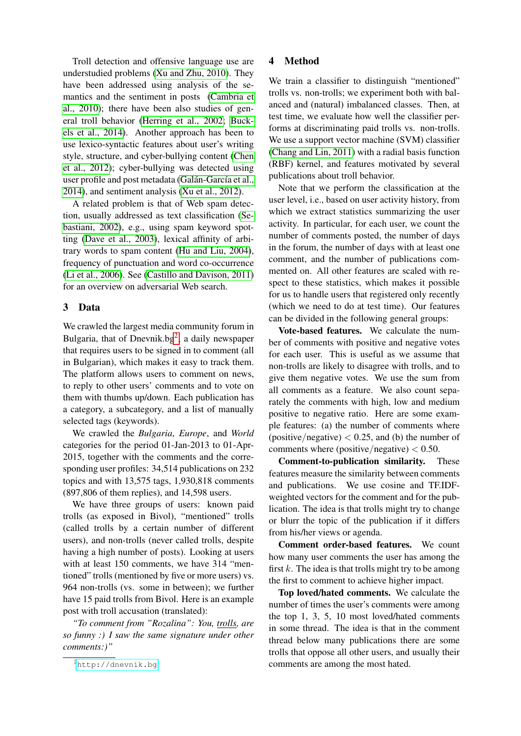Troll detection and offensive language use are understudied problems (Xu and Zhu, 2010). They have been addressed using analysis of the semantics and the sentiment in posts (Cambria et al., 2010); there have been also studies of general troll behavior (Herring et al., 2002; Buckels et al., 2014). Another approach has been to use lexico-syntactic features about user's writing style, structure, and cyber-bullying content (Chen et al., 2012); cyber-bullying was detected using user profile and post metadata (Galán-García et al., 2014), and sentiment analysis (Xu et al., 2012).

A related problem is that of Web spam detection, usually addressed as text classification (Sebastiani, 2002), e.g., using spam keyword spotting (Dave et al., 2003), lexical affinity of arbitrary words to spam content (Hu and Liu, 2004), frequency of punctuation and word co-occurrence (Li et al., 2006). See (Castillo and Davison, 2011) for an overview on adversarial Web search.

## 3 Data

We crawled the largest media community forum in Bulgaria, that of Dnevnik.bg[2], a daily newspaper that requires users to be signed in to comment (all in Bulgarian), which makes it easy to track them. The platform allows users to comment on news, to reply to other users' comments and to vote on them with thumbs up/down. Each publication has a category, a subcategory, and a list of manually selected tags (keywords).

We crawled the *Bulgaria*, *Europe*, and *World* categories for the period 01-Jan-2013 to 01-Apr-2015, together with the comments and the corresponding user profiles: 34,514 publications on 232 topics and with 13,575 tags, 1,930,818 comments (897,806 of them replies), and 14,598 users.

We have three groups of users: known paid trolls (as exposed in Bivol), "mentioned" trolls (called trolls by a certain number of different users), and non-trolls (never called trolls, despite having a high number of posts). Looking at users with at least 150 comments, we have 314 "mentioned" trolls (mentioned by five or more users) vs. 964 non-trolls (vs. some in between); we further have 15 paid trolls from Bivol. Here is an example post with troll accusation (translated):

*"To comment from "Rozalina": You, trolls, are so funny :) I saw the same signature under other comments:)"*

[2] http://dnevnik.bg

## 4 Method

We train a classifier to distinguish "mentioned" trolls vs. non-trolls; we experiment both with balanced and (natural) imbalanced classes. Then, at test time, we evaluate how well the classifier performs at discriminating paid trolls vs. non-trolls. We use a support vector machine (SVM) classifier (Chang and Lin, 2011) with a radial basis function (RBF) kernel, and features motivated by several publications about troll behavior.

Note that we perform the classification at the user level, i.e., based on user activity history, from which we extract statistics summarizing the user activity. In particular, for each user, we count the number of comments posted, the number of days in the forum, the number of days with at least one comment, and the number of publications commented on. All other features are scaled with respect to these statistics, which makes it possible for us to handle users that registered only recently (which we need to do at test time). Our features can be divided in the following general groups:

**Vote-based features.** We calculate the number of comments with positive and negative votes for each user. This is useful as we assume that non-trolls are likely to disagree with trolls, and to give them negative votes. We use the sum from all comments as a feature. We also count separately the comments with high, low and medium positive to negative ratio. Here are some example features: (a) the number of comments where (positive/negative) $< 0.25$, and (b) the number of comments where (positive/negative) $< 0.50$.

**Comment-to-publication similarity.** These features measure the similarity between comments and publications. We use cosine and TF.IDF-weighted vectors for the comment and for the publication. The idea is that trolls might try to change or blurr the topic of the publication if it differs from his/her views or agenda.

**Comment order-based features.** We count how many user comments the user has among the first $k$. The idea is that trolls might try to be among the first to comment to achieve higher impact.

**Top loved/hated comments.** We calculate the number of times the user's comments were among the top 1, 3, 5, 10 most loved/hated comments in some thread. The idea is that in the comment thread below many publications there are some trolls that oppose all other users, and usually their comments are among the most hated.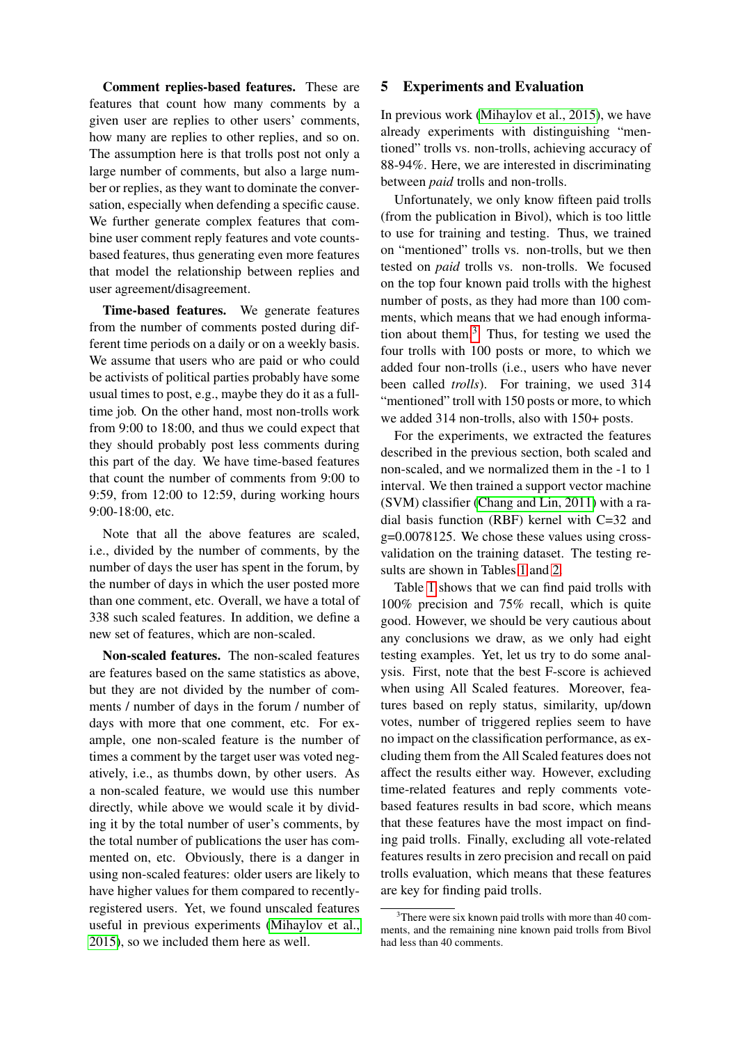**Comment replies-based features.** These are features that count how many comments by a given user are replies to other users' comments, how many are replies to other replies, and so on. The assumption here is that trolls post not only a large number of comments, but also a large number or replies, as they want to dominate the conversation, especially when defending a specific cause. We further generate complex features that combine user comment reply features and vote counts-based features, thus generating even more features that model the relationship between replies and user agreement/disagreement.

**Time-based features.** We generate features from the number of comments posted during different time periods on a daily or on a weekly basis. We assume that users who are paid or who could be activists of political parties probably have some usual times to post, e.g., maybe they do it as a full-time job. On the other hand, most non-trolls work from 9:00 to 18:00, and thus we could expect that they should probably post less comments during this part of the day. We have time-based features that count the number of comments from 9:00 to 9:59, from 12:00 to 12:59, during working hours 9:00-18:00, etc.

Note that all the above features are scaled, i.e., divided by the number of comments, by the number of days the user has spent in the forum, by the number of days in which the user posted more than one comment, etc. Overall, we have a total of 338 such scaled features. In addition, we define a new set of features, which are non-scaled.

**Non-scaled features.** The non-scaled features are features based on the same statistics as above, but they are not divided by the number of comments / number of days in the forum / number of days with more that one comment, etc. For example, one non-scaled feature is the number of times a comment by the target user was voted negatively, i.e., as thumbs down, by other users. As a non-scaled feature, we would use this number directly, while above we would scale it by dividing it by the total number of user's comments, by the total number of publications the user has commented on, etc. Obviously, there is a danger in using non-scaled features: older users are likely to have higher values for them compared to recently-registered users. Yet, we found unscaled features useful in previous experiments (Mihaylov et al., 2015), so we included them here as well.

## 5 Experiments and Evaluation

In previous work (Mihaylov et al., 2015), we have already experiments with distinguishing "mentioned" trolls vs. non-trolls, achieving accuracy of 88-94%. Here, we are interested in discriminating between *paid* trolls and non-trolls.

Unfortunately, we only know fifteen paid trolls (from the publication in Bivol), which is too little to use for training and testing. Thus, we trained on "mentioned" trolls vs. non-trolls, but we then tested on *paid* trolls vs. non-trolls. We focused on the top four known paid trolls with the highest number of posts, as they had more than 100 comments, which means that we had enough information about them.[3] Thus, for testing we used the four trolls with 100 posts or more, to which we added four non-trolls (i.e., users who have never been called *trolls*). For training, we used 314 "mentioned" troll with 150 posts or more, to which we added 314 non-trolls, also with 150+ posts.

For the experiments, we extracted the features described in the previous section, both scaled and non-scaled, and we normalized them in the -1 to 1 interval. We then trained a support vector machine (SVM) classifier (Chang and Lin, 2011) with a radial basis function (RBF) kernel with C=32 and g=0.0078125. We chose these values using cross-validation on the training dataset. The testing results are shown in Tables 1 and 2.

Table 1 shows that we can find paid trolls with 100% precision and 75% recall, which is quite good. However, we should be very cautious about any conclusions we draw, as we only had eight testing examples. Yet, let us try to do some analysis. First, note that the best F-score is achieved when using All Scaled features. Moreover, features based on reply status, similarity, up/down votes, number of triggered replies seem to have no impact on the classification performance, as excluding them from the All Scaled features does not affect the results either way. However, excluding time-related features and reply comments vote-based features results in bad score, which means that these features have the most impact on finding paid trolls. Finally, excluding all vote-related features results in zero precision and recall on paid trolls evaluation, which means that these features are key for finding paid trolls.

[3] There were six known paid trolls with more than 40 comments, and the remaining nine known paid trolls from Bivol had less than 40 comments.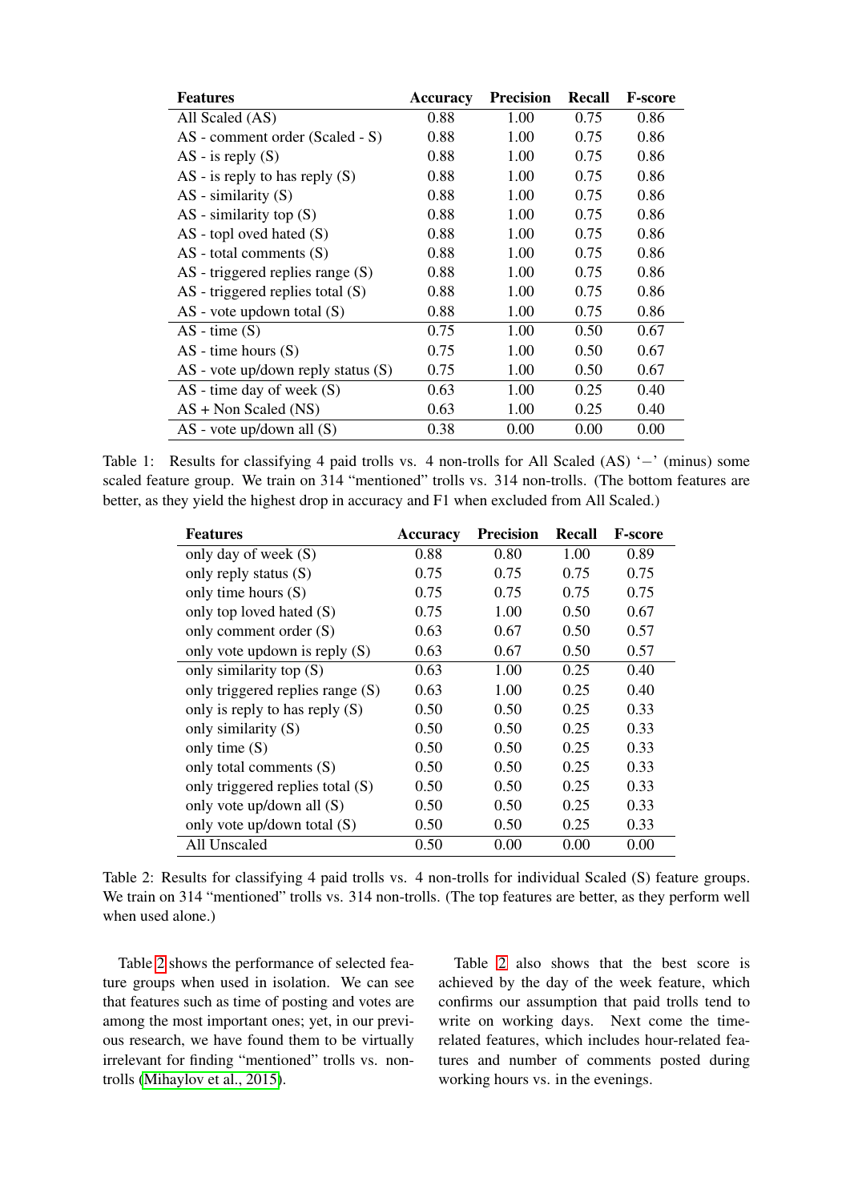| Features | Accuracy | Precision | Recall | F-score |
|---|---|---|---|---|
| All Scaled (AS) | 0.88 | 1.00 | 0.75 | 0.86 |
| AS - comment order (Scaled - S) | 0.88 | 1.00 | 0.75 | 0.86 |
| AS - is reply (S) | 0.88 | 1.00 | 0.75 | 0.86 |
| AS - is reply to has reply (S) | 0.88 | 1.00 | 0.75 | 0.86 |
| AS - similarity (S) | 0.88 | 1.00 | 0.75 | 0.86 |
| AS - similarity top (S) | 0.88 | 1.00 | 0.75 | 0.86 |
| AS - topl oved hated (S) | 0.88 | 1.00 | 0.75 | 0.86 |
| AS - total comments (S) | 0.88 | 1.00 | 0.75 | 0.86 |
| AS - triggered replies range (S) | 0.88 | 1.00 | 0.75 | 0.86 |
| AS - triggered replies total (S) | 0.88 | 1.00 | 0.75 | 0.86 |
| AS - vote updown total (S) | 0.88 | 1.00 | 0.75 | 0.86 |
| AS - time (S) | 0.75 | 1.00 | 0.50 | 0.67 |
| AS - time hours (S) | 0.75 | 1.00 | 0.50 | 0.67 |
| AS - vote up/down reply status (S) | 0.75 | 1.00 | 0.50 | 0.67 |
| AS - time day of week (S) | 0.63 | 1.00 | 0.25 | 0.40 |
| AS + Non Scaled (NS) | 0.63 | 1.00 | 0.25 | 0.40 |
| AS - vote up/down all (S) | 0.38 | 0.00 | 0.00 | 0.00 |

Table 1: Results for classifying 4 paid trolls vs. 4 non-trolls for All Scaled (AS) '−' (minus) some scaled feature group. We train on 314 "mentioned" trolls vs. 314 non-trolls. (The bottom features are better, as they yield the highest drop in accuracy and F1 when excluded from All Scaled.)

| Features | Accuracy | Precision | Recall | F-score |
|---|---|---|---|---|
| only day of week (S) | 0.88 | 0.80 | 1.00 | 0.89 |
| only reply status (S) | 0.75 | 0.75 | 0.75 | 0.75 |
| only time hours (S) | 0.75 | 0.75 | 0.75 | 0.75 |
| only top loved hated (S) | 0.75 | 1.00 | 0.50 | 0.67 |
| only comment order (S) | 0.63 | 0.67 | 0.50 | 0.57 |
| only vote updown is reply (S) | 0.63 | 0.67 | 0.50 | 0.57 |
| only similarity top (S) | 0.63 | 1.00 | 0.25 | 0.40 |
| only triggered replies range (S) | 0.63 | 1.00 | 0.25 | 0.40 |
| only is reply to has reply (S) | 0.50 | 0.50 | 0.25 | 0.33 |
| only similarity (S) | 0.50 | 0.50 | 0.25 | 0.33 |
| only time (S) | 0.50 | 0.50 | 0.25 | 0.33 |
| only total comments (S) | 0.50 | 0.50 | 0.25 | 0.33 |
| only triggered replies total (S) | 0.50 | 0.50 | 0.25 | 0.33 |
| only vote up/down all (S) | 0.50 | 0.50 | 0.25 | 0.33 |
| only vote up/down total (S) | 0.50 | 0.50 | 0.25 | 0.33 |
| All Unscaled | 0.50 | 0.00 | 0.00 | 0.00 |

Table 2: Results for classifying 4 paid trolls vs. 4 non-trolls for individual Scaled (S) feature groups. We train on 314 "mentioned" trolls vs. 314 non-trolls. (The top features are better, as they perform well when used alone.)

Table 2 shows the performance of selected feature groups when used in isolation. We can see that features such as time of posting and votes are among the most important ones; yet, in our previous research, we have found them to be virtually irrelevant for finding "mentioned" trolls vs. non-trolls (Mihaylov et al., 2015).

Table 2 also shows that the best score is achieved by the day of the week feature, which confirms our assumption that paid trolls tend to write on working days. Next come the time-related features, which includes hour-related features and number of comments posted during working hours vs. in the evenings.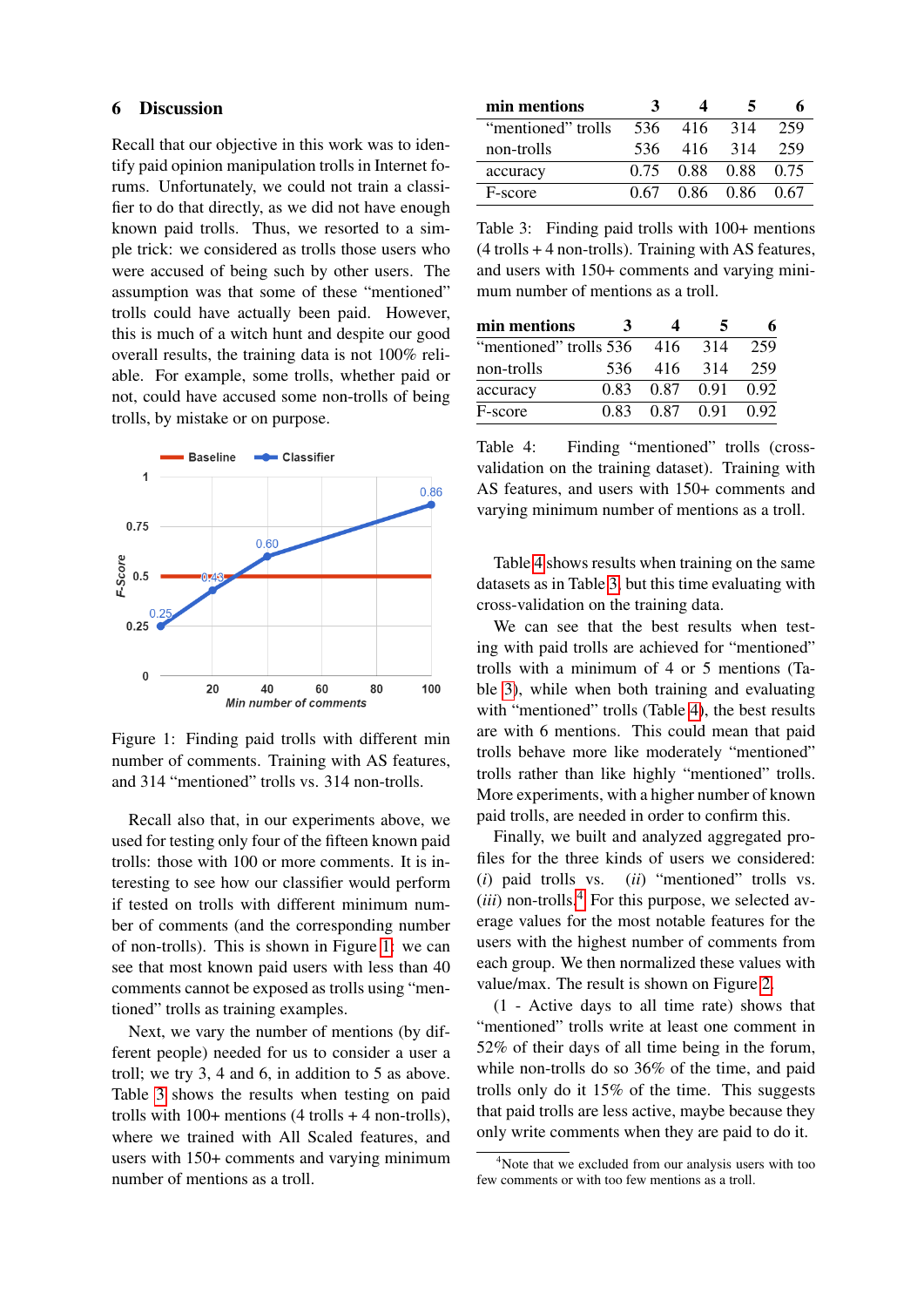## 6 Discussion

Recall that our objective in this work was to identify paid opinion manipulation trolls in Internet forums. Unfortunately, we could not train a classifier to do that directly, as we did not have enough known paid trolls. Thus, we resorted to a simple trick: we considered as trolls those users who were accused of being such by other users. The assumption was that some of these "mentioned" trolls could have actually been paid. However, this is much of a witch hunt and despite our good overall results, the training data is not 100% reliable. For example, some trolls, whether paid or not, could have accused some non-trolls of being trolls, by mistake or on purpose.

Figure 1: Finding paid trolls with different min number of comments. Training with AS features, and 314 "mentioned" trolls vs. 314 non-trolls.

Recall also that, in our experiments above, we used for testing only four of the fifteen known paid trolls: those with 100 or more comments. It is interesting to see how our classifier would perform if tested on trolls with different minimum number of comments (and the corresponding number of non-trolls). This is shown in Figure 1: we can see that most known paid users with less than 40 comments cannot be exposed as trolls using "mentioned" trolls as training examples.

Next, we vary the number of mentions (by different people) needed for us to consider a user a troll; we try 3, 4 and 6, in addition to 5 as above. Table 3 shows the results when testing on paid trolls with 100+ mentions (4 trolls + 4 non-trolls), where we trained with All Scaled features, and users with 150+ comments and varying minimum number of mentions as a troll.

| min mentions | 3 | 4 | 5 | 6 |
|---|---|---|---|---|
| "mentioned" trolls | 536 | 416 | 314 | 259 |
| non-trolls | 536 | 416 | 314 | 259 |
| accuracy | 0.75 | 0.88 | 0.88 | 0.75 |
| F-score | 0.67 | 0.86 | 0.86 | 0.67 |

Table 3: Finding paid trolls with 100+ mentions (4 trolls + 4 non-trolls). Training with AS features, and users with 150+ comments and varying minimum number of mentions as a troll.

| min mentions | 3 | 4 | 5 | 6 |
|---|---|---|---|---|
| "mentioned" trolls | 536 | 416 | 314 | 259 |
| non-trolls | 536 | 416 | 314 | 259 |
| accuracy | 0.83 | 0.87 | 0.91 | 0.92 |
| F-score | 0.83 | 0.87 | 0.91 | 0.92 |

Table 4: Finding "mentioned" trolls (cross-validation on the training dataset). Training with AS features, and users with 150+ comments and varying minimum number of mentions as a troll.

Table 4 shows results when training on the same datasets as in Table 3, but this time evaluating with cross-validation on the training data.

We can see that the best results when testing with paid trolls are achieved for "mentioned" trolls with a minimum of 4 or 5 mentions (Table 3), while when both training and evaluating with "mentioned" trolls (Table 4), the best results are with 6 mentions. This could mean that paid trolls behave more like moderately "mentioned" trolls rather than like highly "mentioned" trolls. More experiments, with a higher number of known paid trolls, are needed in order to confirm this.

Finally, we built and analyzed aggregated profiles for the three kinds of users we considered: (*i*) paid trolls vs. (*ii*) "mentioned" trolls vs. (*iii*) non-trolls.[4] For this purpose, we selected average values for the most notable features for the users with the highest number of comments from each group. We then normalized these values with value/max. The result is shown on Figure 2.

(1 - Active days to all time rate) shows that "mentioned" trolls write at least one comment in 52% of their days of all time being in the forum, while non-trolls do so 36% of the time, and paid trolls only do it 15% of the time. This suggests that paid trolls are less active, maybe because they only write comments when they are paid to do it.

[4]Note that we excluded from our analysis users with too few comments or with too few mentions as a troll.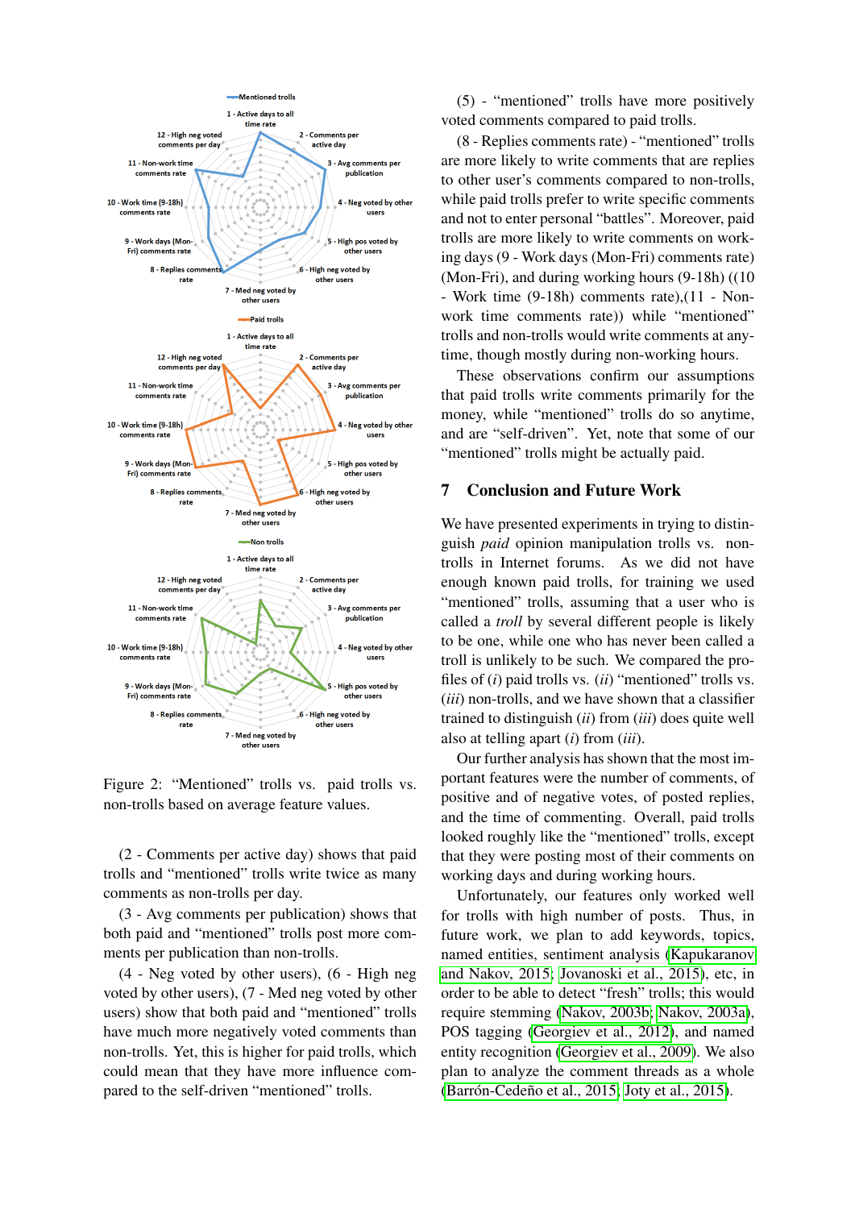Figure 2: “Mentioned” trolls vs. paid trolls vs. non-trolls based on average feature values.

(2 - Comments per active day) shows that paid trolls and “mentioned” trolls write twice as many comments as non-trolls per day.

(3 - Avg comments per publication) shows that both paid and “mentioned” trolls post more comments per publication than non-trolls.

(4 - Neg voted by other users), (6 - High neg voted by other users), (7 - Med neg voted by other users) show that both paid and “mentioned” trolls have much more negatively voted comments than non-trolls. Yet, this is higher for paid trolls, which could mean that they have more influence compared to the self-driven “mentioned” trolls.

(5) - “mentioned” trolls have more positively voted comments compared to paid trolls.

(8 - Replies comments rate) - “mentioned” trolls are more likely to write comments that are replies to other user’s comments compared to non-trolls, while paid trolls prefer to write specific comments and not to enter personal “battles”. Moreover, paid trolls are more likely to write comments on working days (9 - Work days (Mon-Fri) comments rate) (Mon-Fri), and during working hours (9-18h) ((10 - Work time (9-18h) comments rate),(11 - Non-work time comments rate)) while “mentioned” trolls and non-trolls would write comments at anytime, though mostly during non-working hours.

These observations confirm our assumptions that paid trolls write comments primarily for the money, while “mentioned” trolls do so anytime, and are “self-driven”. Yet, note that some of our “mentioned” trolls might be actually paid.

## 7 Conclusion and Future Work

We have presented experiments in trying to distinguish *paid* opinion manipulation trolls vs. non-trolls in Internet forums. As we did not have enough known paid trolls, for training we used “mentioned” trolls, assuming that a user who is called a *troll* by several different people is likely to be one, while one who has never been called a troll is unlikely to be such. We compared the profiles of (*i*) paid trolls vs. (*ii*) “mentioned” trolls vs. (*iii*) non-trolls, and we have shown that a classifier trained to distinguish (*ii*) from (*iii*) does quite well also at telling apart (*i*) from (*iii*).

Our further analysis has shown that the most important features were the number of comments, of positive and of negative votes, of posted replies, and the time of commenting. Overall, paid trolls looked roughly like the “mentioned” trolls, except that they were posting most of their comments on working days and during working hours.

Unfortunately, our features only worked well for trolls with high number of posts. Thus, in future work, we plan to add keywords, topics, named entities, sentiment analysis (Kapukaranov and Nakov, 2015; Jovanoski et al., 2015), etc, in order to be able to detect “fresh” trolls; this would require stemming (Nakov, 2003b; Nakov, 2003a), POS tagging (Georgiev et al., 2012), and named entity recognition (Georgiev et al., 2009). We also plan to analyze the comment threads as a whole (Barrón-Cedeño et al., 2015; Joty et al., 2015).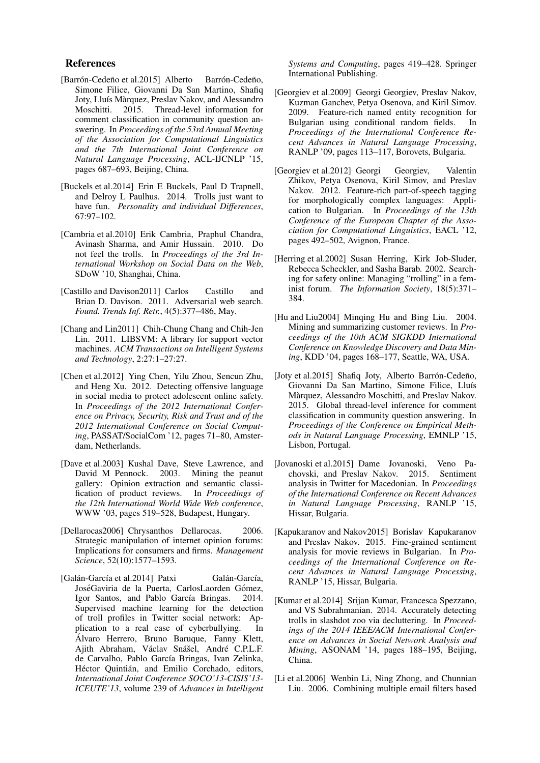## References

[Barrón-Cedeño et al.2015] Alberto Barrón-Cedeño, Simone Filice, Giovanni Da San Martino, Shafiq Joty, Lluís Màrquez, Preslav Nakov, and Alessandro Moschitti. 2015. Thread-level information for comment classification in community question answering. In *Proceedings of the 53rd Annual Meeting of the Association for Computational Linguistics and the 7th International Joint Conference on Natural Language Processing*, ACL-IJCNLP '15, pages 687–693, Beijing, China.

[Buckels et al.2014] Erin E Buckels, Paul D Trapnell, and Delroy L Paulhus. 2014. Trolls just want to have fun. *Personality and individual Differences*, 67:97–102.

[Cambria et al.2010] Erik Cambria, Praphul Chandra, Avinash Sharma, and Amir Hussain. 2010. Do not feel the trolls. In *Proceedings of the 3rd International Workshop on Social Data on the Web*, SDoW '10, Shanghai, China.

[Castillo and Davison2011] Carlos Castillo and Brian D. Davison. 2011. Adversarial web search. *Found. Trends Inf. Retr.*, 4(5):377–486, May.

[Chang and Lin2011] Chih-Chung Chang and Chih-Jen Lin. 2011. LIBSVM: A library for support vector machines. *ACM Transactions on Intelligent Systems and Technology*, 2:27:1–27:27.

[Chen et al.2012] Ying Chen, Yilu Zhou, Sencun Zhu, and Heng Xu. 2012. Detecting offensive language in social media to protect adolescent online safety. In *Proceedings of the 2012 International Conference on Privacy, Security, Risk and Trust and of the 2012 International Conference on Social Computing*, PASSAT/SocialCom '12, pages 71–80, Amsterdam, Netherlands.

[Dave et al.2003] Kushal Dave, Steve Lawrence, and David M Pennock. 2003. Mining the peanut gallery: Opinion extraction and semantic classification of product reviews. In *Proceedings of the 12th International World Wide Web conference*, WWW '03, pages 519–528, Budapest, Hungary.

[Dellarocas2006] Chrysanthos Dellarocas. 2006. Strategic manipulation of internet opinion forums: Implications for consumers and firms. *Management Science*, 52(10):1577–1593.

[Galán-García et al.2014] Patxi Galán-García, JoséGaviria de la Puerta, CarlosLaorden Gómez, Igor Santos, and Pablo García Bringas. 2014. Supervised machine learning for the detection of troll profiles in Twitter social network: Application to a real case of cyberbullying. In Álvaro Herrero, Bruno Baruque, Fanny Klett, Ajith Abraham, Václav Snášel, André C.P.L.F. de Carvalho, Pablo García Bringas, Ivan Zelinka, Héctor Quintián, and Emilio Corchado, editors, *International Joint Conference SOCO'13-CISIS'13-ICEUTE'13*, volume 239 of *Advances in Intelligent Systems and Computing*, pages 419–428. Springer International Publishing.

[Georgiev et al.2009] Georgi Georgiev, Preslav Nakov, Kuzman Ganchev, Petya Osenova, and Kiril Simov. 2009. Feature-rich named entity recognition for Bulgarian using conditional random fields. In *Proceedings of the International Conference Recent Advances in Natural Language Processing*, RANLP '09, pages 113–117, Borovets, Bulgaria.

[Georgiev et al.2012] Georgi Georgiev, Valentin Zhikov, Petya Osenova, Kiril Simov, and Preslav Nakov. 2012. Feature-rich part-of-speech tagging for morphologically complex languages: Application to Bulgarian. In *Proceedings of the 13th Conference of the European Chapter of the Association for Computational Linguistics*, EACL '12, pages 492–502, Avignon, France.

[Herring et al.2002] Susan Herring, Kirk Job-Sluder, Rebecca Scheckler, and Sasha Barab. 2002. Searching for safety online: Managing "trolling" in a feminist forum. *The Information Society*, 18(5):371–384.

[Hu and Liu2004] Minqing Hu and Bing Liu. 2004. Mining and summarizing customer reviews. In *Proceedings of the 10th ACM SIGKDD International Conference on Knowledge Discovery and Data Mining*, KDD '04, pages 168–177, Seattle, WA, USA.

[Joty et al.2015] Shafiq Joty, Alberto Barrón-Cedeño, Giovanni Da San Martino, Simone Filice, Lluís Màrquez, Alessandro Moschitti, and Preslav Nakov. 2015. Global thread-level inference for comment classification in community question answering. In *Proceedings of the Conference on Empirical Methods in Natural Language Processing*, EMNLP '15, Lisbon, Portugal.

[Jovanoski et al.2015] Dame Jovanoski, Veno Pachovski, and Preslav Nakov. 2015. Sentiment analysis in Twitter for Macedonian. In *Proceedings of the International Conference on Recent Advances in Natural Language Processing*, RANLP '15, Hissar, Bulgaria.

[Kapukaranov and Nakov2015] Borislav Kapukaranov and Preslav Nakov. 2015. Fine-grained sentiment analysis for movie reviews in Bulgarian. In *Proceedings of the International Conference on Recent Advances in Natural Language Processing*, RANLP '15, Hissar, Bulgaria.

[Kumar et al.2014] Srijan Kumar, Francesca Spezzano, and VS Subrahmanian. 2014. Accurately detecting trolls in slashdot zoo via decluttering. In *Proceedings of the 2014 IEEE/ACM International Conference on Advances in Social Network Analysis and Mining*, ASONAM '14, pages 188–195, Beijing, China.

[Li et al.2006] Wenbin Li, Ning Zhong, and Chunnian Liu. 2006. Combining multiple email filters based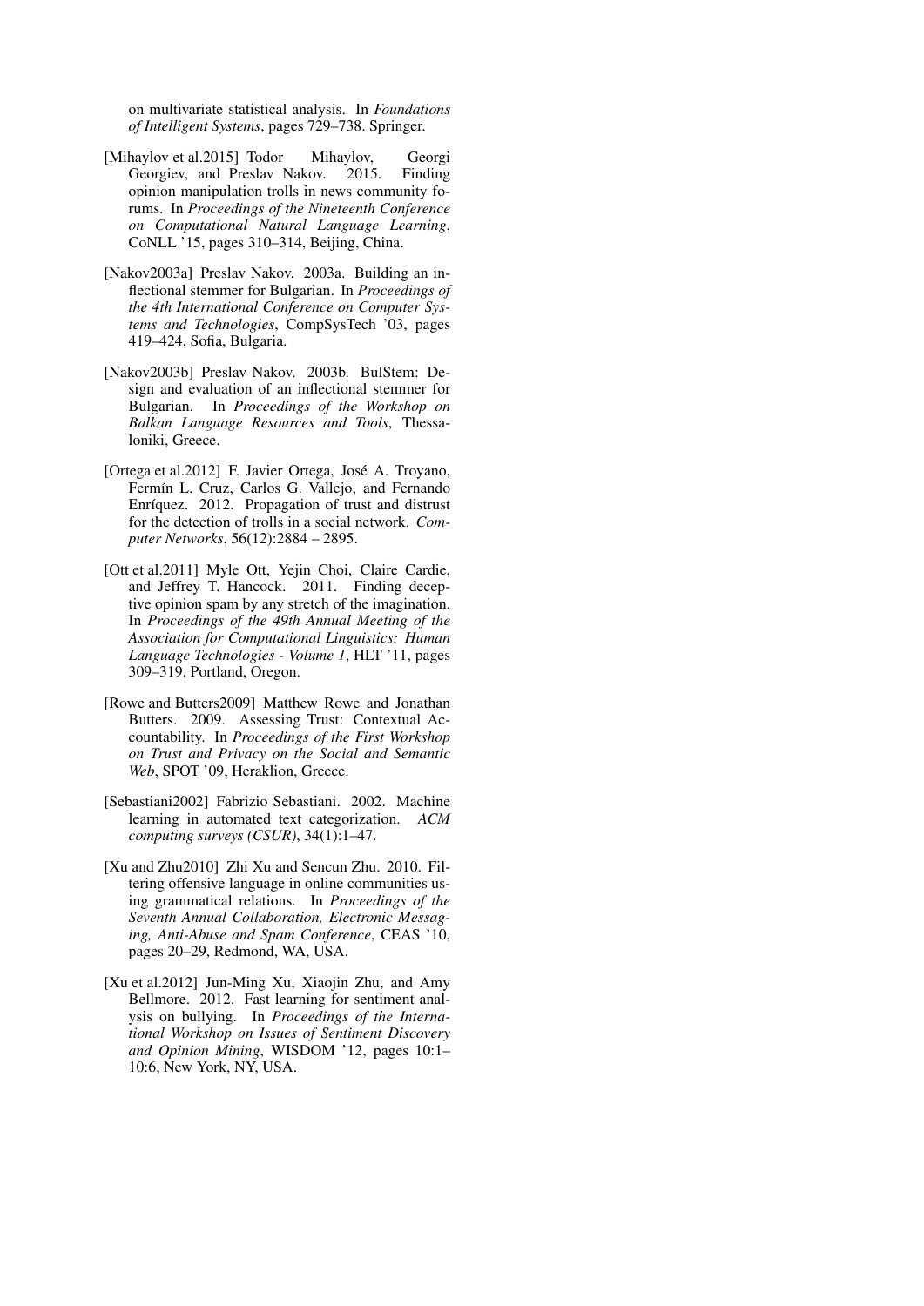on multivariate statistical analysis. In *Foundations of Intelligent Systems*, pages 729–738. Springer.

[Mihaylov et al.2015] Todor Mihaylov, Georgi Georgiev, and Preslav Nakov. 2015. Finding opinion manipulation trolls in news community forums. In *Proceedings of the Nineteenth Conference on Computational Natural Language Learning*, CoNLL '15, pages 310–314, Beijing, China.

[Nakov2003a] Preslav Nakov. 2003a. Building an inflectional stemmer for Bulgarian. In *Proceedings of the 4th International Conference on Computer Systems and Technologies*, CompSysTech '03, pages 419–424, Sofia, Bulgaria.

[Nakov2003b] Preslav Nakov. 2003b. BulStem: Design and evaluation of an inflectional stemmer for Bulgarian. In *Proceedings of the Workshop on Balkan Language Resources and Tools*, Thessaloniki, Greece.

[Ortega et al.2012] F. Javier Ortega, José A. Troyano, Fermín L. Cruz, Carlos G. Vallejo, and Fernando Enríquez. 2012. Propagation of trust and distrust for the detection of trolls in a social network. *Computer Networks*, 56(12):2884 – 2895.

[Ott et al.2011] Myle Ott, Yejin Choi, Claire Cardie, and Jeffrey T. Hancock. 2011. Finding deceptive opinion spam by any stretch of the imagination. In *Proceedings of the 49th Annual Meeting of the Association for Computational Linguistics: Human Language Technologies - Volume 1*, HLT '11, pages 309–319, Portland, Oregon.

[Rowe and Butters2009] Matthew Rowe and Jonathan Butters. 2009. Assessing Trust: Contextual Accountability. In *Proceedings of the First Workshop on Trust and Privacy on the Social and Semantic Web*, SPOT '09, Heraklion, Greece.

[Sebastiani2002] Fabrizio Sebastiani. 2002. Machine learning in automated text categorization. *ACM computing surveys (CSUR)*, 34(1):1–47.

[Xu and Zhu2010] Zhi Xu and Sencun Zhu. 2010. Filtering offensive language in online communities using grammatical relations. In *Proceedings of the Seventh Annual Collaboration, Electronic Messaging, Anti-Abuse and Spam Conference*, CEAS '10, pages 20–29, Redmond, WA, USA.

[Xu et al.2012] Jun-Ming Xu, Xiaojin Zhu, and Amy Bellmore. 2012. Fast learning for sentiment analysis on bullying. In *Proceedings of the International Workshop on Issues of Sentiment Discovery and Opinion Mining*, WISDOM '12, pages 10:1–10:6, New York, NY, USA.